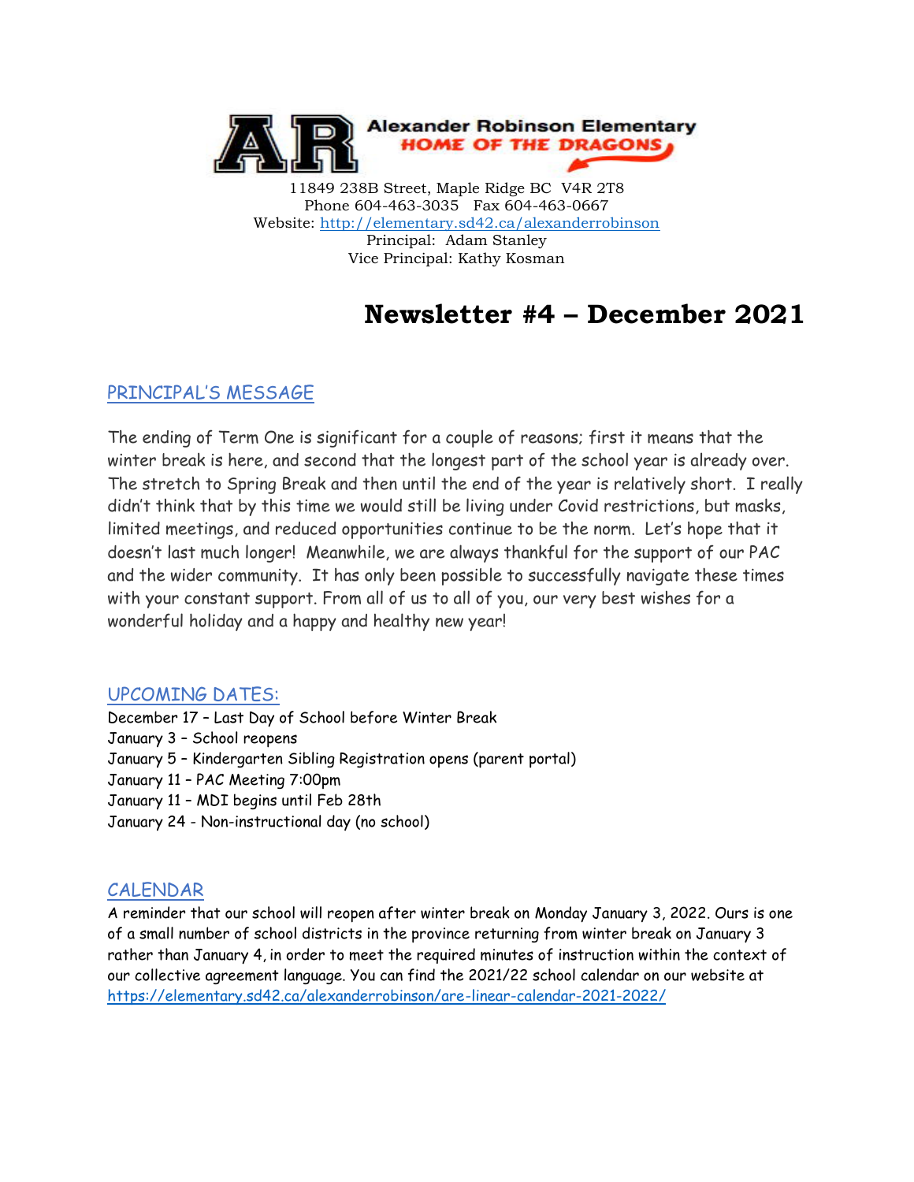**Alexander Robinson Elementary**
**HOME OF THE DRAGONS**

11849 238B Street, Maple Ridge BC V4R 2T8
Phone 604-463-3035 Fax 604-463-0667
Website: http://elementary.sd42.ca/alexanderrobinson
Principal: Adam Stanley
Vice Principal: Kathy Kosman

# Newsletter #4 – December 2021

## PRINCIPAL'S MESSAGE

The ending of Term One is significant for a couple of reasons; first it means that the winter break is here, and second that the longest part of the school year is already over. The stretch to Spring Break and then until the end of the year is relatively short. I really didn't think that by this time we would still be living under Covid restrictions, but masks, limited meetings, and reduced opportunities continue to be the norm. Let's hope that it doesn't last much longer! Meanwhile, we are always thankful for the support of our PAC and the wider community. It has only been possible to successfully navigate these times with your constant support. From all of us to all of you, our very best wishes for a wonderful holiday and a happy and healthy new year!

## UPCOMING DATES:

December 17 – Last Day of School before Winter Break
January 3 – School reopens
January 5 – Kindergarten Sibling Registration opens (parent portal)
January 11 – PAC Meeting 7:00pm
January 11 – MDI begins until Feb 28th
January 24 - Non-instructional day (no school)

## CALENDAR

A reminder that our school will reopen after winter break on Monday January 3, 2022. Ours is one of a small number of school districts in the province returning from winter break on January 3 rather than January 4, in order to meet the required minutes of instruction within the context of our collective agreement language. You can find the 2021/22 school calendar on our website at https://elementary.sd42.ca/alexanderrobinson/are-linear-calendar-2021-2022/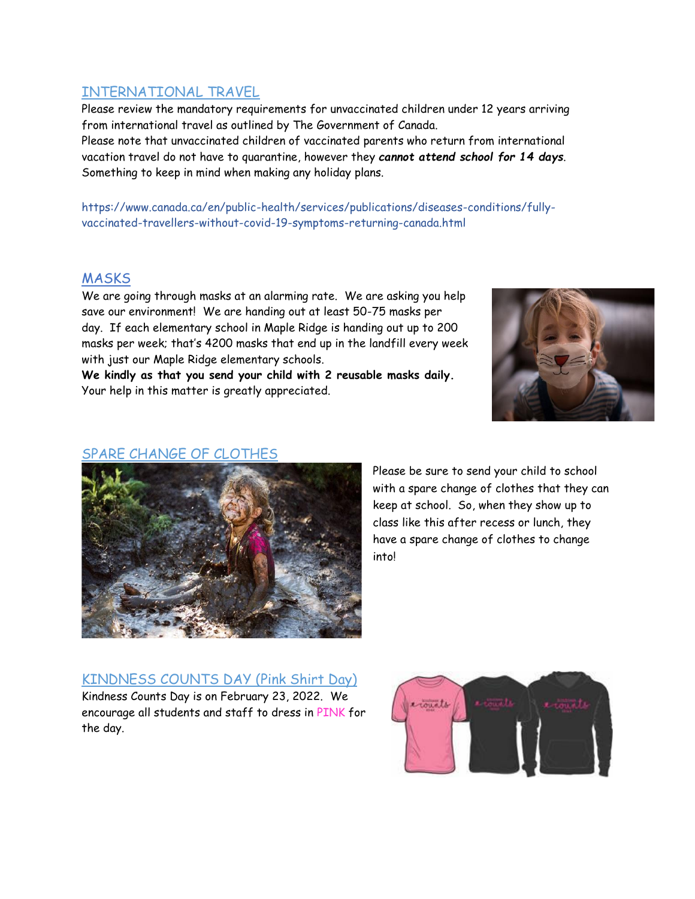## INTERNATIONAL TRAVEL

Please review the mandatory requirements for unvaccinated children under 12 years arriving from international travel as outlined by The Government of Canada.
Please note that unvaccinated children of vaccinated parents who return from international vacation travel do not have to quarantine, however they ***cannot attend school for 14 days***. Something to keep in mind when making any holiday plans.

https://www.canada.ca/en/public-health/services/publications/diseases-conditions/fully-vaccinated-travellers-without-covid-19-symptoms-returning-canada.html

## MASKS

We are going through masks at an alarming rate. We are asking you help save our environment! We are handing out at least 50-75 masks per day. If each elementary school in Maple Ridge is handing out up to 200 masks per week; that's 4200 masks that end up in the landfill every week with just our Maple Ridge elementary schools.
**We kindly as that you send your child with 2 reusable masks daily.** Your help in this matter is greatly appreciated.

## SPARE CHANGE OF CLOTHES

Please be sure to send your child to school with a spare change of clothes that they can keep at school. So, when they show up to class like this after recess or lunch, they have a spare change of clothes to change into!

## KINDNESS COUNTS DAY (Pink Shirt Day)

Kindness Counts Day is on February 23, 2022. We encourage all students and staff to dress in PINK for the day.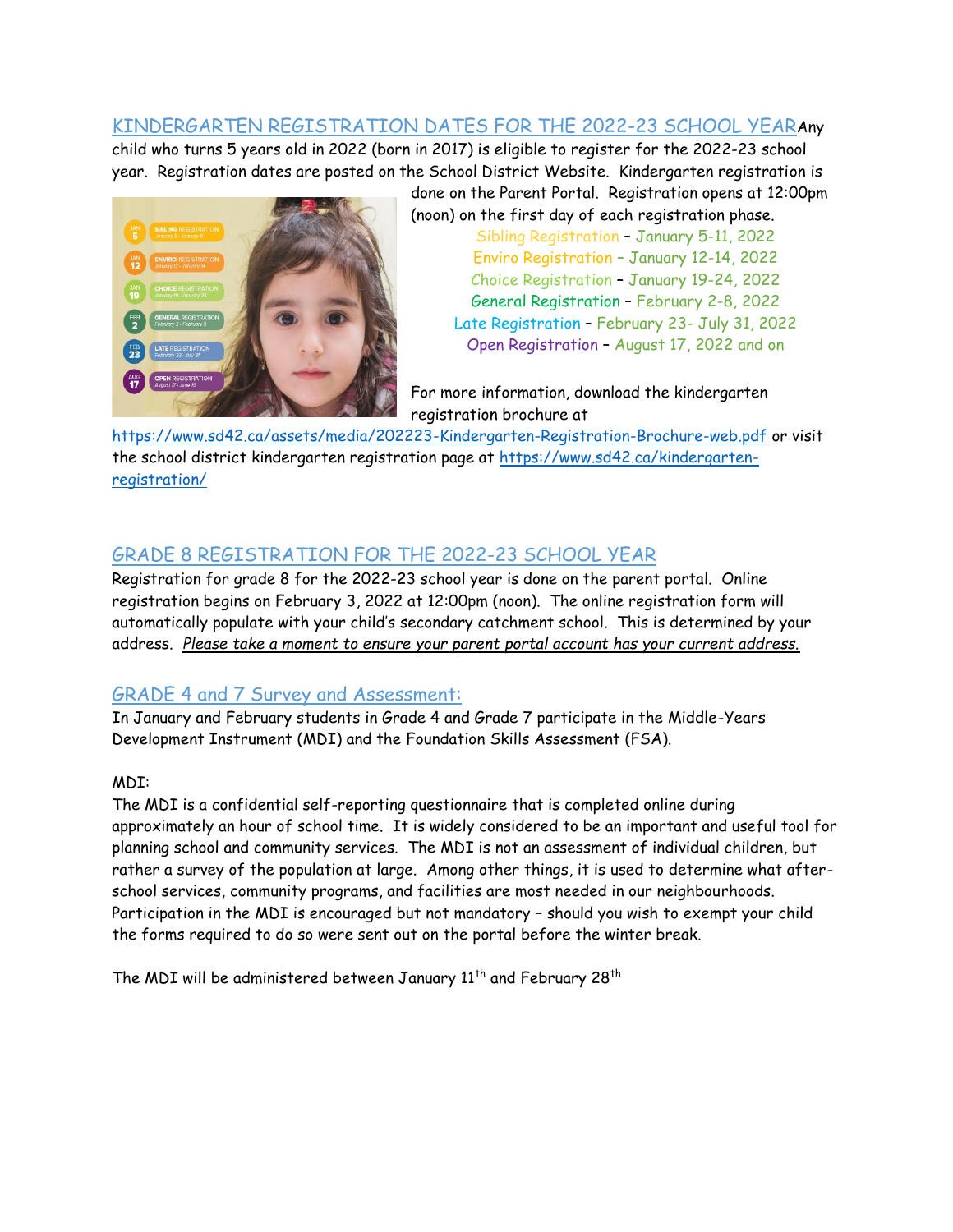## KINDERGARTEN REGISTRATION DATES FOR THE 2022-23 SCHOOL YEAR

Any child who turns 5 years old in 2022 (born in 2017) is eligible to register for the 2022-23 school year. Registration dates are posted on the School District Website. Kindergarten registration is done on the Parent Portal. Registration opens at 12:00pm (noon) on the first day of each registration phase.

Sibling Registration – January 5-11, 2022
Enviro Registration – January 12-14, 2022
Choice Registration – January 19-24, 2022
General Registration – February 2-8, 2022
Late Registration – February 23- July 31, 2022
Open Registration – August 17, 2022 and on

For more information, download the kindergarten registration brochure at https://www.sd42.ca/assets/media/202223-Kindergarten-Registration-Brochure-web.pdf or visit the school district kindergarten registration page at https://www.sd42.ca/kindergarten-registration/

## GRADE 8 REGISTRATION FOR THE 2022-23 SCHOOL YEAR

Registration for grade 8 for the 2022-23 school year is done on the parent portal. Online registration begins on February 3, 2022 at 12:00pm (noon). The online registration form will automatically populate with your child's secondary catchment school. This is determined by your address. *Please take a moment to ensure your parent portal account has your current address.*

## GRADE 4 and 7 Survey and Assessment:

In January and February students in Grade 4 and Grade 7 participate in the Middle-Years Development Instrument (MDI) and the Foundation Skills Assessment (FSA).

MDI:

The MDI is a confidential self-reporting questionnaire that is completed online during approximately an hour of school time. It is widely considered to be an important and useful tool for planning school and community services. The MDI is not an assessment of individual children, but rather a survey of the population at large. Among other things, it is used to determine what after-school services, community programs, and facilities are most needed in our neighbourhoods. Participation in the MDI is encouraged but not mandatory – should you wish to exempt your child the forms required to do so were sent out on the portal before the winter break.

The MDI will be administered between January 11th and February 28th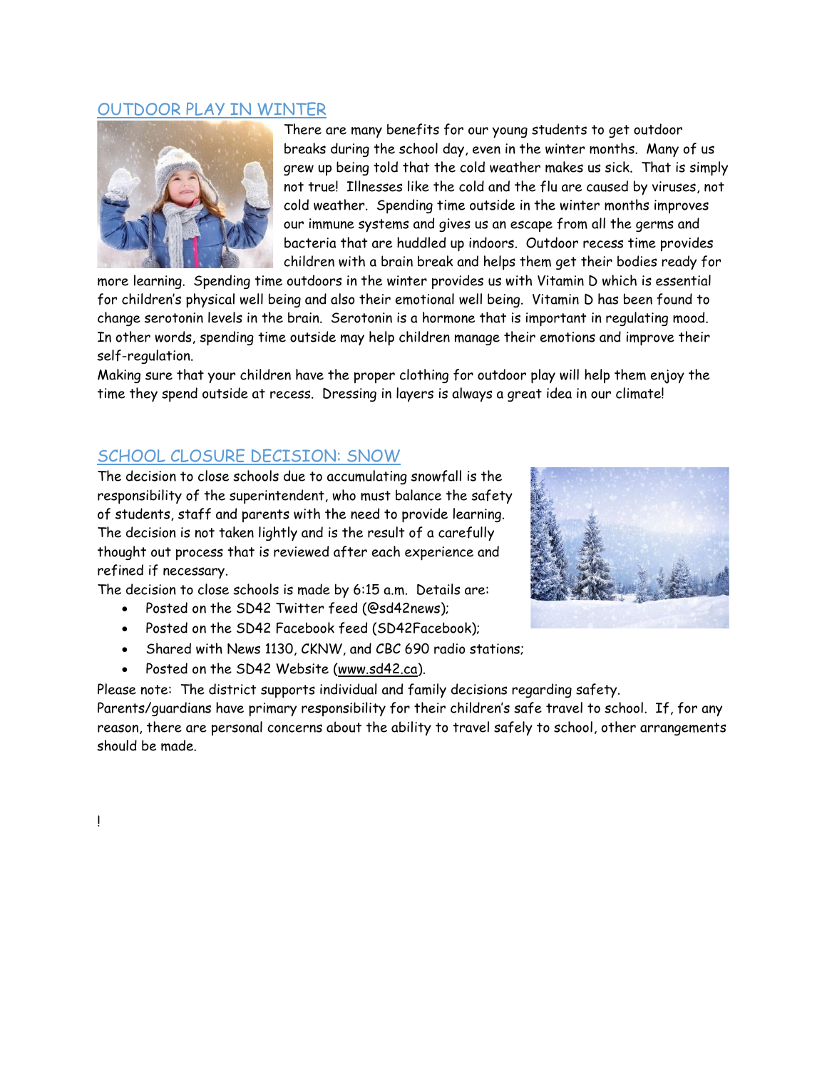## OUTDOOR PLAY IN WINTER

There are many benefits for our young students to get outdoor breaks during the school day, even in the winter months. Many of us grew up being told that the cold weather makes us sick. That is simply not true! Illnesses like the cold and the flu are caused by viruses, not cold weather. Spending time outside in the winter months improves our immune systems and gives us an escape from all the germs and bacteria that are huddled up indoors. Outdoor recess time provides children with a brain break and helps them get their bodies ready for more learning. Spending time outdoors in the winter provides us with Vitamin D which is essential for children's physical well being and also their emotional well being. Vitamin D has been found to change serotonin levels in the brain. Serotonin is a hormone that is important in regulating mood. In other words, spending time outside may help children manage their emotions and improve their self-regulation.

Making sure that your children have the proper clothing for outdoor play will help them enjoy the time they spend outside at recess. Dressing in layers is always a great idea in our climate!

## SCHOOL CLOSURE DECISION: SNOW

The decision to close schools due to accumulating snowfall is the responsibility of the superintendent, who must balance the safety of students, staff and parents with the need to provide learning. The decision is not taken lightly and is the result of a carefully thought out process that is reviewed after each experience and refined if necessary.

The decision to close schools is made by 6:15 a.m. Details are:

- Posted on the SD42 Twitter feed (@sd42news);
- Posted on the SD42 Facebook feed (SD42Facebook);
- Shared with News 1130, CKNW, and CBC 690 radio stations;
- Posted on the SD42 Website (www.sd42.ca).

Please note: The district supports individual and family decisions regarding safety. Parents/guardians have primary responsibility for their children's safe travel to school. If, for any reason, there are personal concerns about the ability to travel safely to school, other arrangements should be made.

!